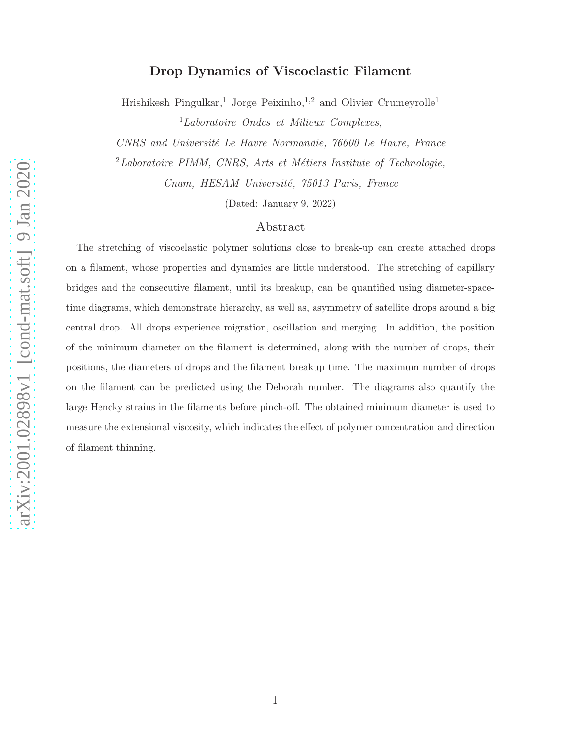# Drop Dynamics of Viscoelastic Filament

Hrishikesh Pingulkar,[1] Jorge Peixinho,[1,2] and Olivier Crumeyrolle[1]

[1] *Laboratoire Ondes et Milieux Complexes, CNRS and Université Le Havre Normandie, 76600 Le Havre, France*

[2] *Laboratoire PIMM, CNRS, Arts et Métiers Institute of Technologie, Cnam, HESAM Université, 75013 Paris, France*

(Dated: January 9, 2022)

## Abstract

The stretching of viscoelastic polymer solutions close to break-up can create attached drops on a filament, whose properties and dynamics are little understood. The stretching of capillary bridges and the consecutive filament, until its breakup, can be quantified using diameter-space-time diagrams, which demonstrate hierarchy, as well as, asymmetry of satellite drops around a big central drop. All drops experience migration, oscillation and merging. In addition, the position of the minimum diameter on the filament is determined, along with the number of drops, their positions, the diameters of drops and the filament breakup time. The maximum number of drops on the filament can be predicted using the Deborah number. The diagrams also quantify the large Hencky strains in the filaments before pinch-off. The obtained minimum diameter is used to measure the extensional viscosity, which indicates the effect of polymer concentration and direction of filament thinning.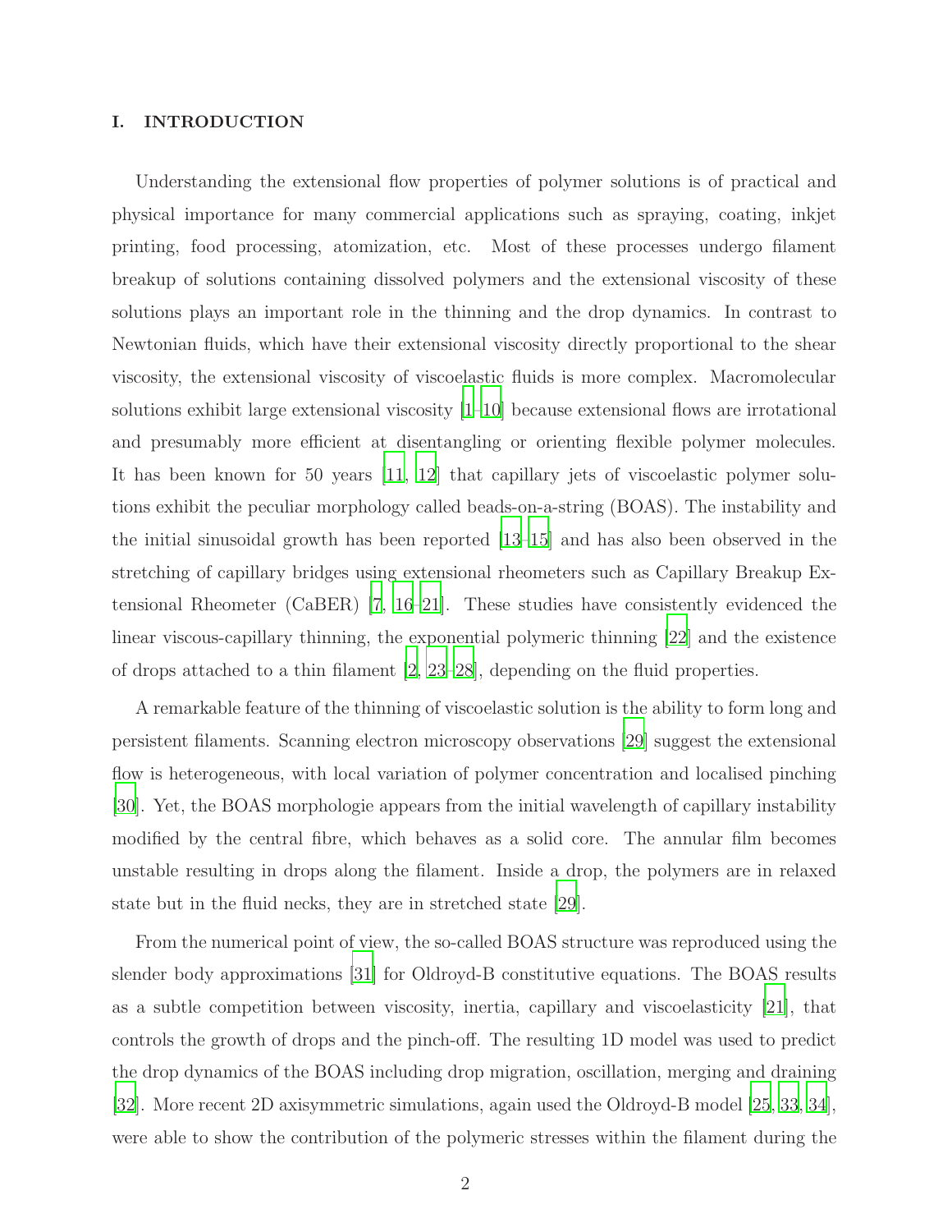## I. INTRODUCTION

Understanding the extensional flow properties of polymer solutions is of practical and physical importance for many commercial applications such as spraying, coating, inkjet printing, food processing, atomization, etc. Most of these processes undergo filament breakup of solutions containing dissolved polymers and the extensional viscosity of these solutions plays an important role in the thinning and the drop dynamics. In contrast to Newtonian fluids, which have their extensional viscosity directly proportional to the shear viscosity, the extensional viscosity of viscoelastic fluids is more complex. Macromolecular solutions exhibit large extensional viscosity [1–10] because extensional flows are irrotational and presumably more efficient at disentangling or orienting flexible polymer molecules. It has been known for 50 years [11, 12] that capillary jets of viscoelastic polymer solutions exhibit the peculiar morphology called beads-on-a-string (BOAS). The instability and the initial sinusoidal growth has been reported [13–15] and has also been observed in the stretching of capillary bridges using extensional rheometers such as Capillary Breakup Extensional Rheometer (CaBER) [7, 16–21]. These studies have consistently evidenced the linear viscous-capillary thinning, the exponential polymeric thinning [22] and the existence of drops attached to a thin filament [2, 23–28], depending on the fluid properties.

A remarkable feature of the thinning of viscoelastic solution is the ability to form long and persistent filaments. Scanning electron microscopy observations [29] suggest the extensional flow is heterogeneous, with local variation of polymer concentration and localised pinching [30]. Yet, the BOAS morphologie appears from the initial wavelength of capillary instability modified by the central fibre, which behaves as a solid core. The annular film becomes unstable resulting in drops along the filament. Inside a drop, the polymers are in relaxed state but in the fluid necks, they are in stretched state [29].

From the numerical point of view, the so-called BOAS structure was reproduced using the slender body approximations [31] for Oldroyd-B constitutive equations. The BOAS results as a subtle competition between viscosity, inertia, capillary and viscoelasticity [21], that controls the growth of drops and the pinch-off. The resulting 1D model was used to predict the drop dynamics of the BOAS including drop migration, oscillation, merging and draining [32]. More recent 2D axisymmetric simulations, again used the Oldroyd-B model [25, 33, 34], were able to show the contribution of the polymeric stresses within the filament during the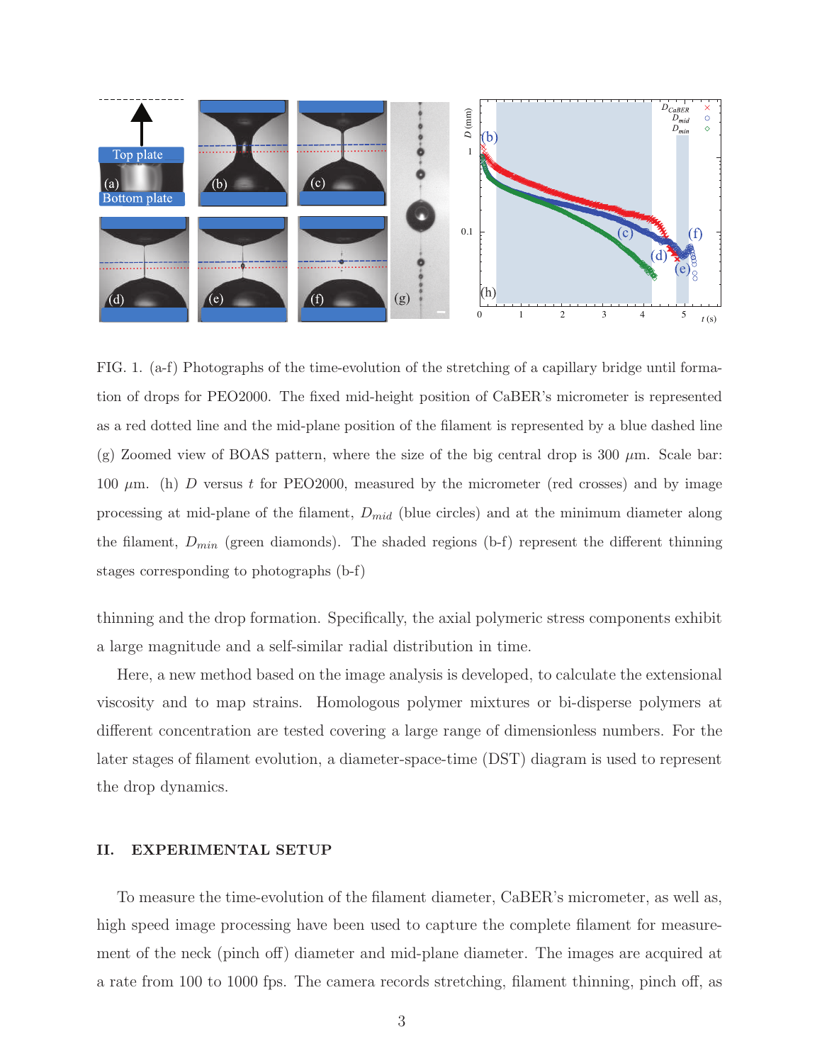Top plate

Bottom plate

(a) (b) (c) (d) (e) (f) (g)

D (mm)

1

0.1

(b) (c) (d) (e) (f) (h)

$D_{CaBER}$ $D_{mid}$ $D_{min}$

0 1 2 3 4 5 t (s)

FIG. 1. (a-f) Photographs of the time-evolution of the stretching of a capillary bridge until formation of drops for PEO2000. The fixed mid-height position of CaBER's micrometer is represented as a red dotted line and the mid-plane position of the filament is represented by a blue dashed line (g) Zoomed view of BOAS pattern, where the size of the big central drop is 300 $\mu$m. Scale bar: 100 $\mu$m. (h) $D$ versus $t$ for PEO2000, measured by the micrometer (red crosses) and by image processing at mid-plane of the filament, $D_{mid}$ (blue circles) and at the minimum diameter along the filament, $D_{min}$ (green diamonds). The shaded regions (b-f) represent the different thinning stages corresponding to photographs (b-f)

thinning and the drop formation. Specifically, the axial polymeric stress components exhibit a large magnitude and a self-similar radial distribution in time.

Here, a new method based on the image analysis is developed, to calculate the extensional viscosity and to map strains. Homologous polymer mixtures or bi-disperse polymers at different concentration are tested covering a large range of dimensionless numbers. For the later stages of filament evolution, a diameter-space-time (DST) diagram is used to represent the drop dynamics.

## II. EXPERIMENTAL SETUP

To measure the time-evolution of the filament diameter, CaBER's micrometer, as well as, high speed image processing have been used to capture the complete filament for measurement of the neck (pinch off) diameter and mid-plane diameter. The images are acquired at a rate from 100 to 1000 fps. The camera records stretching, filament thinning, pinch off, as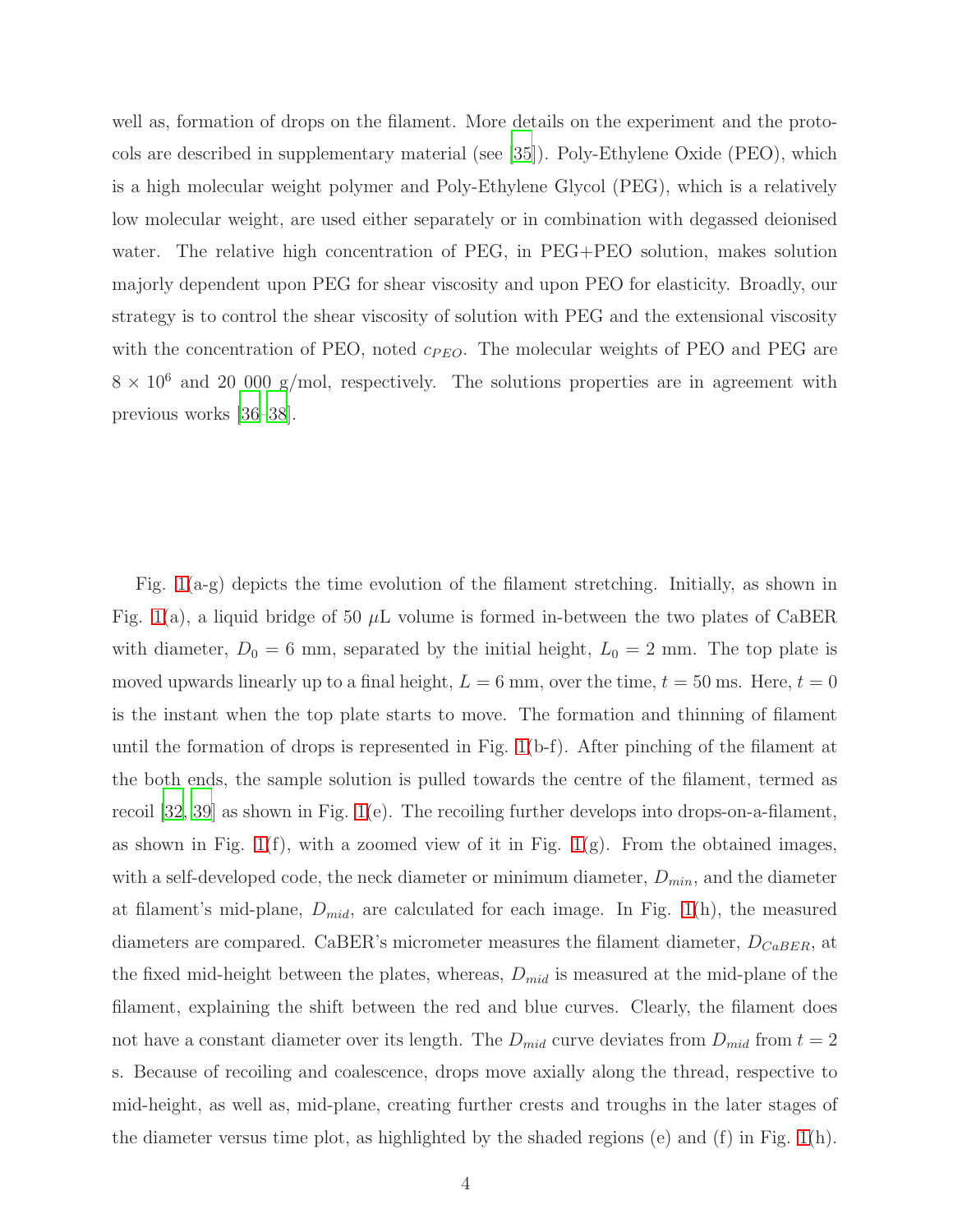well as, formation of drops on the filament. More details on the experiment and the protocols are described in supplementary material (see [35]). Poly-Ethylene Oxide (PEO), which is a high molecular weight polymer and Poly-Ethylene Glycol (PEG), which is a relatively low molecular weight, are used either separately or in combination with degassed deionised water. The relative high concentration of PEG, in PEG+PEO solution, makes solution majorly dependent upon PEG for shear viscosity and upon PEO for elasticity. Broadly, our strategy is to control the shear viscosity of solution with PEG and the extensional viscosity with the concentration of PEO, noted $c_{PEO}$. The molecular weights of PEO and PEG are $8 \times 10^6$ and 20 000 g/mol, respectively. The solutions properties are in agreement with previous works [36–38].

Fig. 1(a-g) depicts the time evolution of the filament stretching. Initially, as shown in Fig. 1(a), a liquid bridge of 50 $\mu$L volume is formed in-between the two plates of CaBER with diameter, $D_0 = 6$ mm, separated by the initial height, $L_0 = 2$ mm. The top plate is moved upwards linearly up to a final height, $L = 6$ mm, over the time, $t = 50$ ms. Here, $t = 0$ is the instant when the top plate starts to move. The formation and thinning of filament until the formation of drops is represented in Fig. 1(b-f). After pinching of the filament at the both ends, the sample solution is pulled towards the centre of the filament, termed as recoil [32, 39] as shown in Fig. 1(e). The recoiling further develops into drops-on-a-filament, as shown in Fig. 1(f), with a zoomed view of it in Fig. 1(g). From the obtained images, with a self-developed code, the neck diameter or minimum diameter, $D_{min}$, and the diameter at filament's mid-plane, $D_{mid}$, are calculated for each image. In Fig. 1(h), the measured diameters are compared. CaBER's micrometer measures the filament diameter, $D_{CaBER}$, at the fixed mid-height between the plates, whereas, $D_{mid}$ is measured at the mid-plane of the filament, explaining the shift between the red and blue curves. Clearly, the filament does not have a constant diameter over its length. The $D_{mid}$ curve deviates from $D_{mid}$ from $t = 2$ s. Because of recoiling and coalescence, drops move axially along the thread, respective to mid-height, as well as, mid-plane, creating further crests and troughs in the later stages of the diameter versus time plot, as highlighted by the shaded regions (e) and (f) in Fig. 1(h).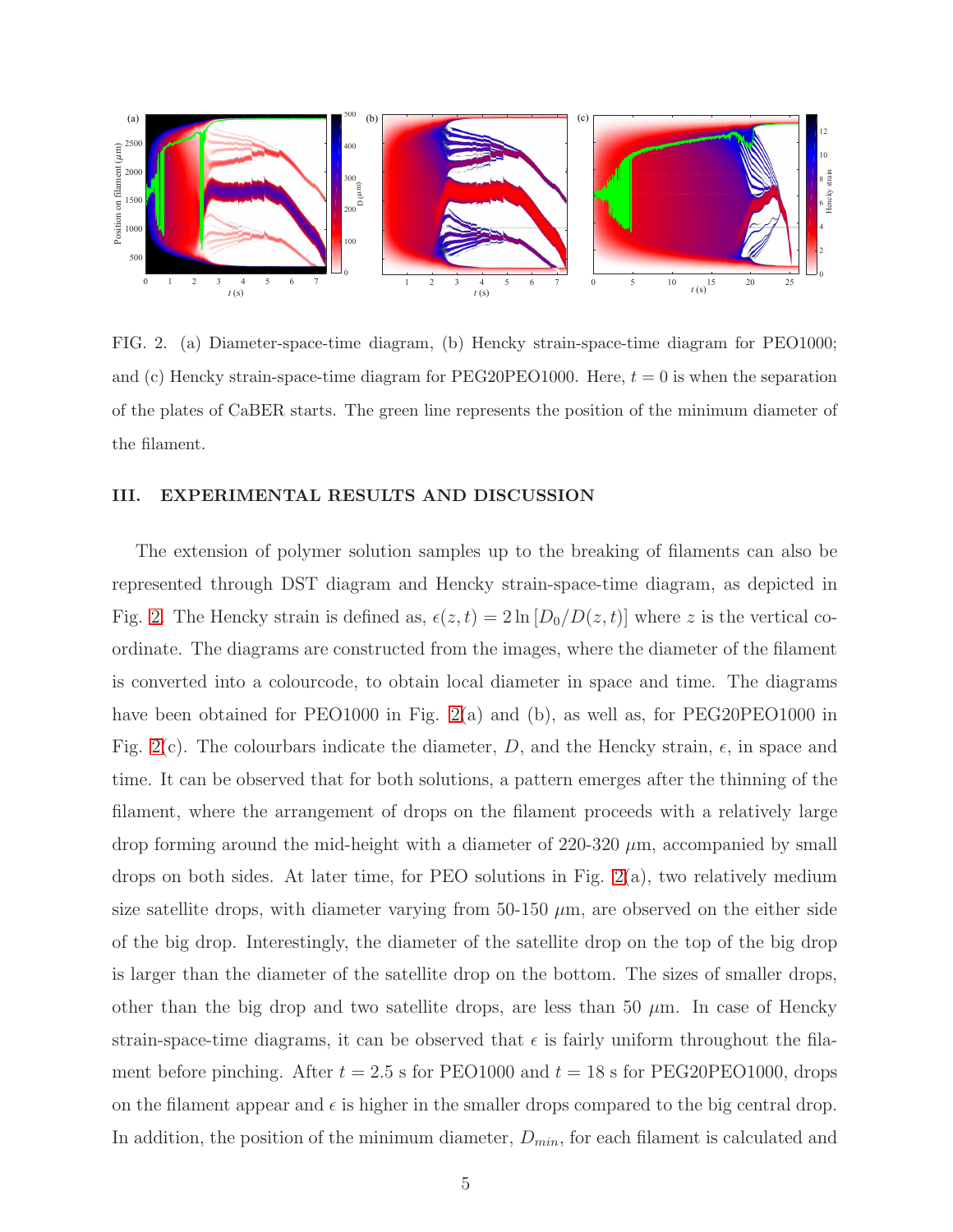(a)
2500
2000
1500
1000
500
Position on filament (μm)
0 1 2 3 4 5 6 7
$t$ (s)
500
400
300
200
100
0
D (μm)

(b)
1 2 3 4 5 6 7
$t$ (s)

(c)
0 5 10 15 20 25
$t$ (s)
12
10
8
6
4
2
0
Hencky strain

FIG. 2. (a) Diameter-space-time diagram, (b) Hencky strain-space-time diagram for PEO1000; and (c) Hencky strain-space-time diagram for PEG20PEO1000. Here, $t = 0$ is when the separation of the plates of CaBER starts. The green line represents the position of the minimum diameter of the filament.

## III. EXPERIMENTAL RESULTS AND DISCUSSION

The extension of polymer solution samples up to the breaking of filaments can also be represented through DST diagram and Hencky strain-space-time diagram, as depicted in Fig. 2. The Hencky strain is defined as, $\epsilon(z,t) = 2\ln\left[D_0/D(z,t)\right]$ where $z$ is the vertical coordinate. The diagrams are constructed from the images, where the diameter of the filament is converted into a colourcode, to obtain local diameter in space and time. The diagrams have been obtained for PEO1000 in Fig. 2(a) and (b), as well as, for PEG20PEO1000 in Fig. 2(c). The colourbars indicate the diameter, $D$, and the Hencky strain, $\epsilon$, in space and time. It can be observed that for both solutions, a pattern emerges after the thinning of the filament, where the arrangement of drops on the filament proceeds with a relatively large drop forming around the mid-height with a diameter of 220-320 $\mu$m, accompanied by small drops on both sides. At later time, for PEO solutions in Fig. 2(a), two relatively medium size satellite drops, with diameter varying from 50-150 $\mu$m, are observed on the either side of the big drop. Interestingly, the diameter of the satellite drop on the top of the big drop is larger than the diameter of the satellite drop on the bottom. The sizes of smaller drops, other than the big drop and two satellite drops, are less than 50 $\mu$m. In case of Hencky strain-space-time diagrams, it can be observed that $\epsilon$ is fairly uniform throughout the filament before pinching. After $t = 2.5$ s for PEO1000 and $t = 18$ s for PEG20PEO1000, drops on the filament appear and $\epsilon$ is higher in the smaller drops compared to the big central drop. In addition, the position of the minimum diameter, $D_{min}$, for each filament is calculated and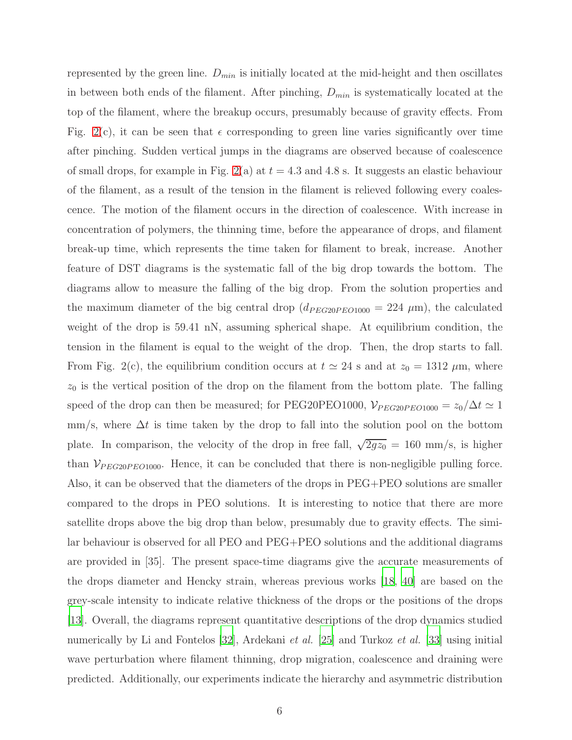represented by the green line. $D_{min}$ is initially located at the mid-height and then oscillates in between both ends of the filament. After pinching, $D_{min}$ is systematically located at the top of the filament, where the breakup occurs, presumably because of gravity effects. From Fig. 2(c), it can be seen that $\epsilon$ corresponding to green line varies significantly over time after pinching. Sudden vertical jumps in the diagrams are observed because of coalescence of small drops, for example in Fig. 2(a) at $t = 4.3$ and 4.8 s. It suggests an elastic behaviour of the filament, as a result of the tension in the filament is relieved following every coalescence. The motion of the filament occurs in the direction of coalescence. With increase in concentration of polymers, the thinning time, before the appearance of drops, and filament break-up time, which represents the time taken for filament to break, increase. Another feature of DST diagrams is the systematic fall of the big drop towards the bottom. The diagrams allow to measure the falling of the big drop. From the solution properties and the maximum diameter of the big central drop ($d_{PEG20PEO1000} = 224$ $\mu$m), the calculated weight of the drop is 59.41 nN, assuming spherical shape. At equilibrium condition, the tension in the filament is equal to the weight of the drop. Then, the drop starts to fall. From Fig. 2(c), the equilibrium condition occurs at $t \simeq 24$ s and at $z_0 = 1312$ $\mu$m, where $z_0$ is the vertical position of the drop on the filament from the bottom plate. The falling speed of the drop can then be measured; for PEG20PEO1000, $\mathcal{V}_{PEG20PEO1000} = z_0/\Delta t \simeq 1$ mm/s, where $\Delta t$ is time taken by the drop to fall into the solution pool on the bottom plate. In comparison, the velocity of the drop in free fall, $\sqrt{2gz_0} = 160$ mm/s, is higher than $\mathcal{V}_{PEG20PEO1000}$. Hence, it can be concluded that there is non-negligible pulling force. Also, it can be observed that the diameters of the drops in PEG+PEO solutions are smaller compared to the drops in PEO solutions. It is interesting to notice that there are more satellite drops above the big drop than below, presumably due to gravity effects. The similar behaviour is observed for all PEO and PEG+PEO solutions and the additional diagrams are provided in [35]. The present space-time diagrams give the accurate measurements of the drops diameter and Hencky strain, whereas previous works [18, 40] are based on the grey-scale intensity to indicate relative thickness of the drops or the positions of the drops [13]. Overall, the diagrams represent quantitative descriptions of the drop dynamics studied numerically by Li and Fontelos [32], Ardekani *et al.* [25] and Turkoz *et al.* [33] using initial wave perturbation where filament thinning, drop migration, coalescence and draining were predicted. Additionally, our experiments indicate the hierarchy and asymmetric distribution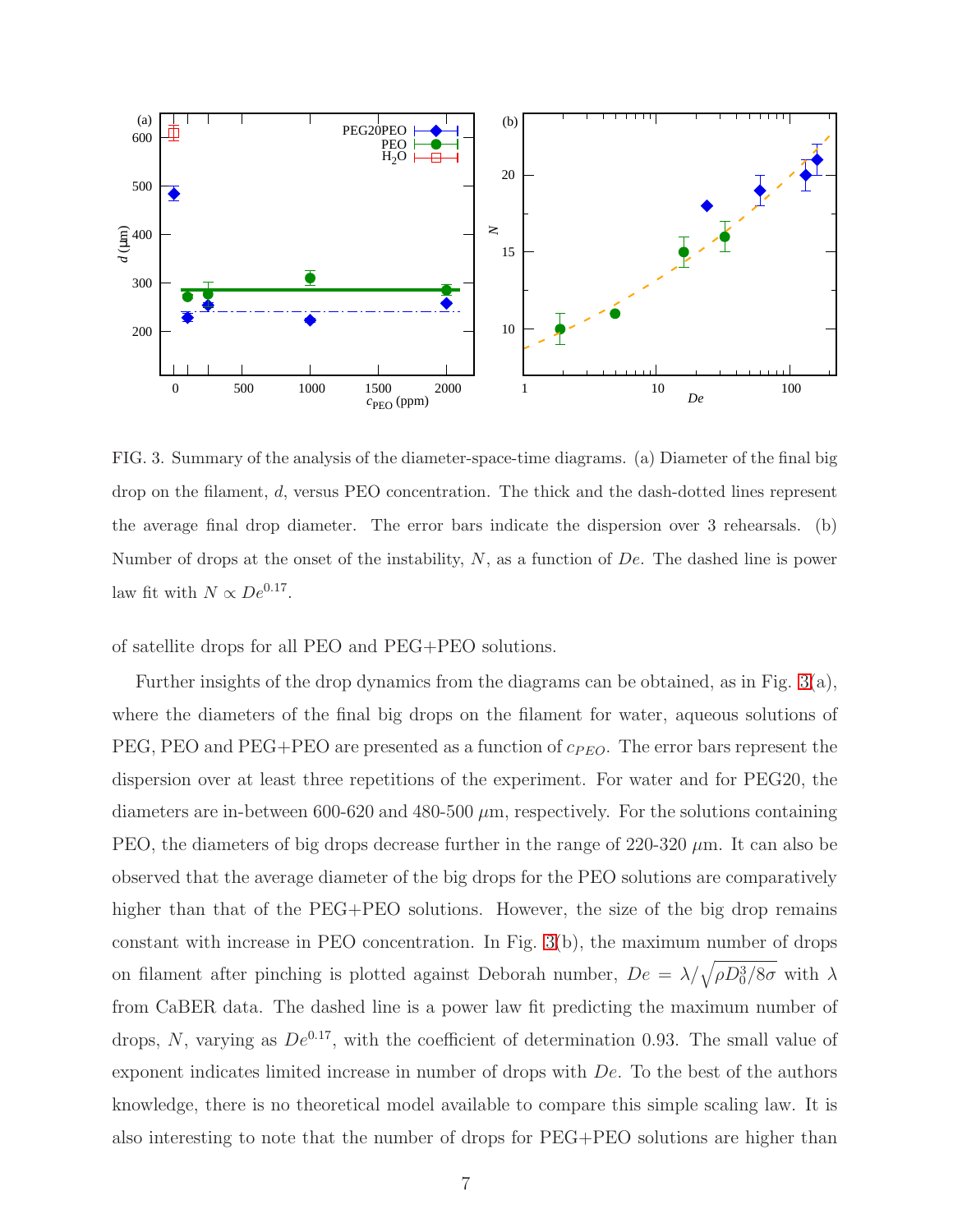FIG. 3. Summary of the analysis of the diameter-space-time diagrams. (a) Diameter of the final big drop on the filament, $d$, versus PEO concentration. The thick and the dash-dotted lines represent the average final drop diameter. The error bars indicate the dispersion over 3 rehearsals. (b) Number of drops at the onset of the instability, $N$, as a function of $De$. The dashed line is power law fit with $N \propto De^{0.17}$.

of satellite drops for all PEO and PEG+PEO solutions.

Further insights of the drop dynamics from the diagrams can be obtained, as in Fig. 3(a), where the diameters of the final big drops on the filament for water, aqueous solutions of PEG, PEO and PEG+PEO are presented as a function of $c_{PEO}$. The error bars represent the dispersion over at least three repetitions of the experiment. For water and for PEG20, the diameters are in-between 600-620 and 480-500 $\mu$m, respectively. For the solutions containing PEO, the diameters of big drops decrease further in the range of 220-320 $\mu$m. It can also be observed that the average diameter of the big drops for the PEO solutions are comparatively higher than that of the PEG+PEO solutions. However, the size of the big drop remains constant with increase in PEO concentration. In Fig. 3(b), the maximum number of drops on filament after pinching is plotted against Deborah number, $De = \lambda/\sqrt{\rho D_0^3/8\sigma}$ with $\lambda$ from CaBER data. The dashed line is a power law fit predicting the maximum number of drops, $N$, varying as $De^{0.17}$, with the coefficient of determination 0.93. The small value of exponent indicates limited increase in number of drops with $De$. To the best of the authors knowledge, there is no theoretical model available to compare this simple scaling law. It is also interesting to note that the number of drops for PEG+PEO solutions are higher than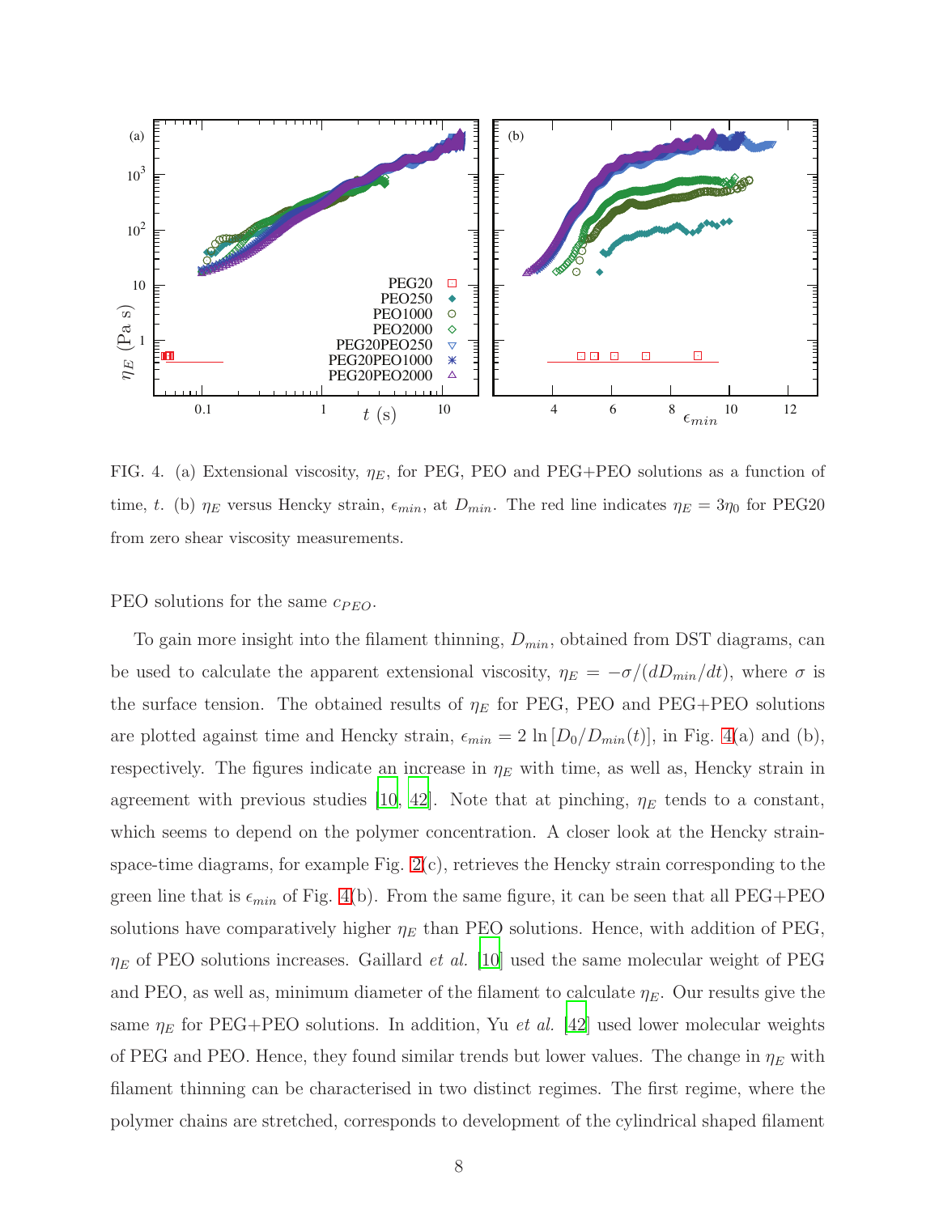(a)

$10^3$

$10^2$

10

1

$\eta_E$ (Pa s)

0.1

1

10

$t$ (s)

PEG20

PEO250

PEO1000

PEO2000

PEG20PEO250

PEG20PEO1000

PEG20PEO2000

(b)

4

6

8

10

12

$\epsilon_{min}$

FIG. 4. (a) Extensional viscosity, $\eta_E$, for PEG, PEO and PEG+PEO solutions as a function of time, $t$. (b) $\eta_E$ versus Hencky strain, $\epsilon_{min}$, at $D_{min}$. The red line indicates $\eta_E = 3\eta_0$ for PEG20 from zero shear viscosity measurements.

PEO solutions for the same $c_{PEO}$.

To gain more insight into the filament thinning, $D_{min}$, obtained from DST diagrams, can be used to calculate the apparent extensional viscosity, $\eta_E = -\sigma/(dD_{min}/dt)$, where $\sigma$ is the surface tension. The obtained results of $\eta_E$ for PEG, PEO and PEG+PEO solutions are plotted against time and Hencky strain, $\epsilon_{min} = 2\ \ln\left[D_0/D_{min}(t)\right]$, in Fig. 4(a) and (b), respectively. The figures indicate an increase in $\eta_E$ with time, as well as, Hencky strain in agreement with previous studies [10, 42]. Note that at pinching, $\eta_E$ tends to a constant, which seems to depend on the polymer concentration. A closer look at the Hencky strain-space-time diagrams, for example Fig. 2(c), retrieves the Hencky strain corresponding to the green line that is $\epsilon_{min}$ of Fig. 4(b). From the same figure, it can be seen that all PEG+PEO solutions have comparatively higher $\eta_E$ than PEO solutions. Hence, with addition of PEG, $\eta_E$ of PEO solutions increases. Gaillard *et al.* [10] used the same molecular weight of PEG and PEO, as well as, minimum diameter of the filament to calculate $\eta_E$. Our results give the same $\eta_E$ for PEG+PEO solutions. In addition, Yu *et al.* [42] used lower molecular weights of PEG and PEO. Hence, they found similar trends but lower values. The change in $\eta_E$ with filament thinning can be characterised in two distinct regimes. The first regime, where the polymer chains are stretched, corresponds to development of the cylindrical shaped filament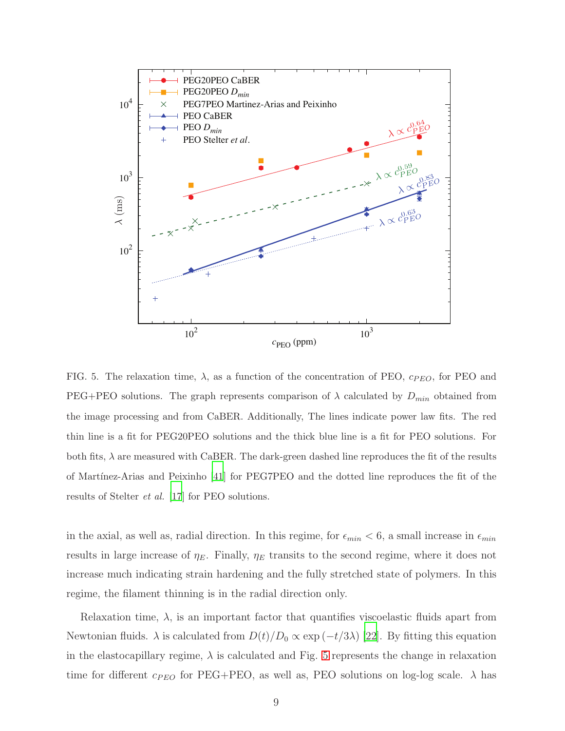$10^4$

$10^3$

$10^2$

$\lambda$ (ms)

$10^2$

$10^3$

$c_{\mathrm{PEO}}$ (ppm)

PEG20PEO CaBER

PEG20PEO $D_{min}$

PEG7PEO Martinez-Arias and Peixinho

PEO CaBER

PEO $D_{min}$

PEO Stelter *et al*.

$\lambda \propto c_{PEO}^{0.64}$

$\lambda \propto c_{PEO}^{0.59}$

$\lambda \propto c_{PEO}^{0.83}$

$\lambda \propto c_{PEO}^{0.63}$

FIG. 5. The relaxation time, $\lambda$, as a function of the concentration of PEO, $c_{PEO}$, for PEO and PEG+PEO solutions. The graph represents comparison of $\lambda$ calculated by $D_{min}$ obtained from the image processing and from CaBER. Additionally, The lines indicate power law fits. The red thin line is a fit for PEG20PEO solutions and the thick blue line is a fit for PEO solutions. For both fits, $\lambda$ are measured with CaBER. The dark-green dashed line reproduces the fit of the results of Martínez-Arias and Peixinho [41] for PEG7PEO and the dotted line reproduces the fit of the results of Stelter *et al.* [17] for PEO solutions.

in the axial, as well as, radial direction. In this regime, for $\epsilon_{min} < 6$, a small increase in $\epsilon_{min}$ results in large increase of $\eta_E$. Finally, $\eta_E$ transits to the second regime, where it does not increase much indicating strain hardening and the fully stretched state of polymers. In this regime, the filament thinning is in the radial direction only.

Relaxation time, $\lambda$, is an important factor that quantifies viscoelastic fluids apart from Newtonian fluids. $\lambda$ is calculated from $D(t)/D_0 \propto \exp(-t/3\lambda)$ [22]. By fitting this equation in the elastocapillary regime, $\lambda$ is calculated and Fig. 5 represents the change in relaxation time for different $c_{PEO}$ for PEG+PEO, as well as, PEO solutions on log-log scale. $\lambda$ has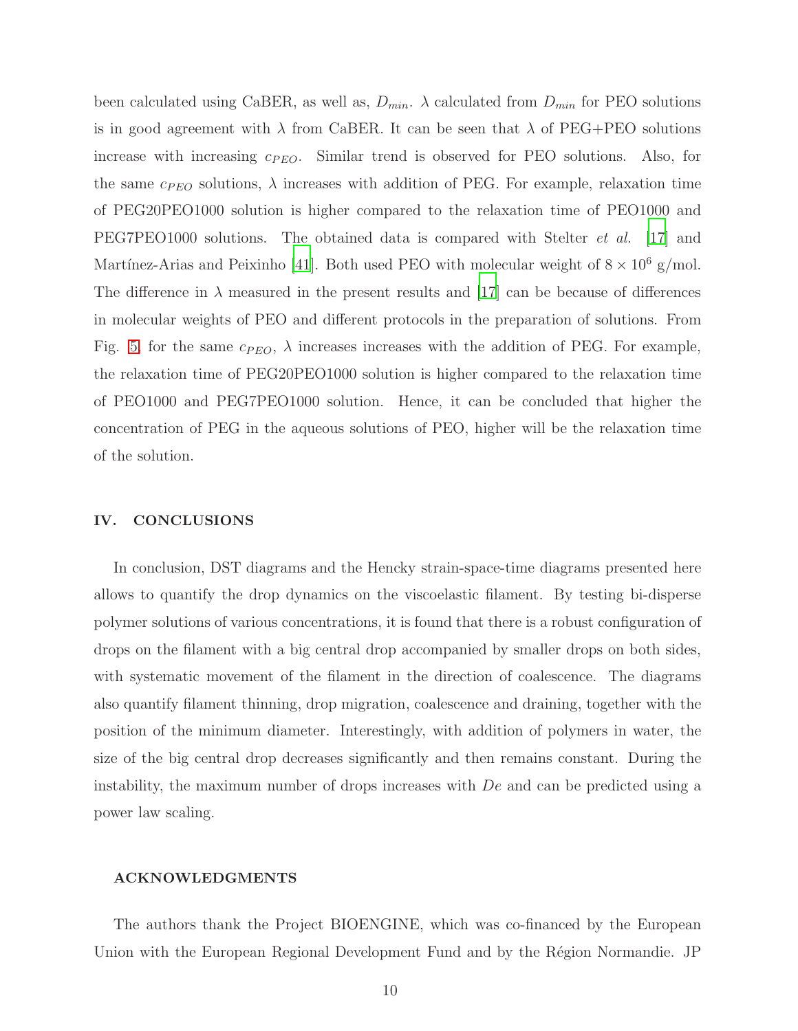been calculated using CaBER, as well as, $D_{min}$. $\lambda$ calculated from $D_{min}$ for PEO solutions is in good agreement with $\lambda$ from CaBER. It can be seen that $\lambda$ of PEG+PEO solutions increase with increasing $c_{PEO}$. Similar trend is observed for PEO solutions. Also, for the same $c_{PEO}$ solutions, $\lambda$ increases with addition of PEG. For example, relaxation time of PEG20PEO1000 solution is higher compared to the relaxation time of PEO1000 and PEG7PEO1000 solutions. The obtained data is compared with Stelter *et al.* [17] and Martínez-Arias and Peixinho [41]. Both used PEO with molecular weight of $8 \times 10^6$ g/mol. The difference in $\lambda$ measured in the present results and [17] can be because of differences in molecular weights of PEO and different protocols in the preparation of solutions. From Fig. 5, for the same $c_{PEO}$, $\lambda$ increases increases with the addition of PEG. For example, the relaxation time of PEG20PEO1000 solution is higher compared to the relaxation time of PEO1000 and PEG7PEO1000 solution. Hence, it can be concluded that higher the concentration of PEG in the aqueous solutions of PEO, higher will be the relaxation time of the solution.

## IV. CONCLUSIONS

In conclusion, DST diagrams and the Hencky strain-space-time diagrams presented here allows to quantify the drop dynamics on the viscoelastic filament. By testing bi-disperse polymer solutions of various concentrations, it is found that there is a robust configuration of drops on the filament with a big central drop accompanied by smaller drops on both sides, with systematic movement of the filament in the direction of coalescence. The diagrams also quantify filament thinning, drop migration, coalescence and draining, together with the position of the minimum diameter. Interestingly, with addition of polymers in water, the size of the big central drop decreases significantly and then remains constant. During the instability, the maximum number of drops increases with $De$ and can be predicted using a power law scaling.

### ACKNOWLEDGMENTS

The authors thank the Project BIOENGINE, which was co-financed by the European Union with the European Regional Development Fund and by the Région Normandie. JP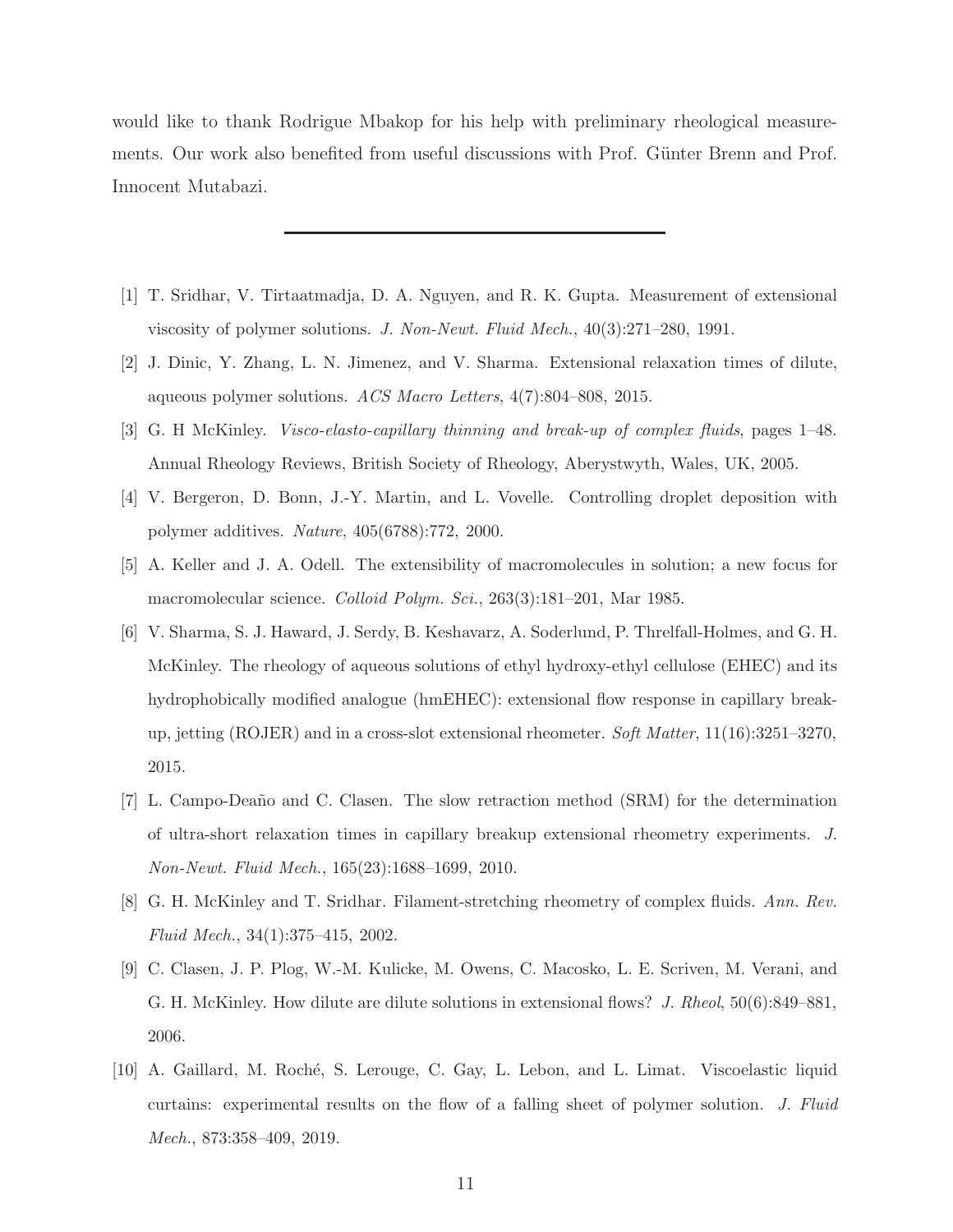would like to thank Rodrigue Mbakop for his help with preliminary rheological measurements. Our work also benefited from useful discussions with Prof. Günter Brenn and Prof. Innocent Mutabazi.

---

[1] T. Sridhar, V. Tirtaatmadja, D. A. Nguyen, and R. K. Gupta. Measurement of extensional viscosity of polymer solutions. *J. Non-Newt. Fluid Mech.*, 40(3):271–280, 1991.

[2] J. Dinic, Y. Zhang, L. N. Jimenez, and V. Sharma. Extensional relaxation times of dilute, aqueous polymer solutions. *ACS Macro Letters*, 4(7):804–808, 2015.

[3] G. H McKinley. *Visco-elasto-capillary thinning and break-up of complex fluids*, pages 1–48. Annual Rheology Reviews, British Society of Rheology, Aberystwyth, Wales, UK, 2005.

[4] V. Bergeron, D. Bonn, J.-Y. Martin, and L. Vovelle. Controlling droplet deposition with polymer additives. *Nature*, 405(6788):772, 2000.

[5] A. Keller and J. A. Odell. The extensibility of macromolecules in solution; a new focus for macromolecular science. *Colloid Polym. Sci.*, 263(3):181–201, Mar 1985.

[6] V. Sharma, S. J. Haward, J. Serdy, B. Keshavarz, A. Soderlund, P. Threlfall-Holmes, and G. H. McKinley. The rheology of aqueous solutions of ethyl hydroxy-ethyl cellulose (EHEC) and its hydrophobically modified analogue (hmEHEC): extensional flow response in capillary break-up, jetting (ROJER) and in a cross-slot extensional rheometer. *Soft Matter*, 11(16):3251–3270, 2015.

[7] L. Campo-Deaño and C. Clasen. The slow retraction method (SRM) for the determination of ultra-short relaxation times in capillary breakup extensional rheometry experiments. *J. Non-Newt. Fluid Mech.*, 165(23):1688–1699, 2010.

[8] G. H. McKinley and T. Sridhar. Filament-stretching rheometry of complex fluids. *Ann. Rev. Fluid Mech.*, 34(1):375–415, 2002.

[9] C. Clasen, J. P. Plog, W.-M. Kulicke, M. Owens, C. Macosko, L. E. Scriven, M. Verani, and G. H. McKinley. How dilute are dilute solutions in extensional flows? *J. Rheol*, 50(6):849–881, 2006.

[10] A. Gaillard, M. Roché, S. Lerouge, C. Gay, L. Lebon, and L. Limat. Viscoelastic liquid curtains: experimental results on the flow of a falling sheet of polymer solution. *J. Fluid Mech.*, 873:358–409, 2019.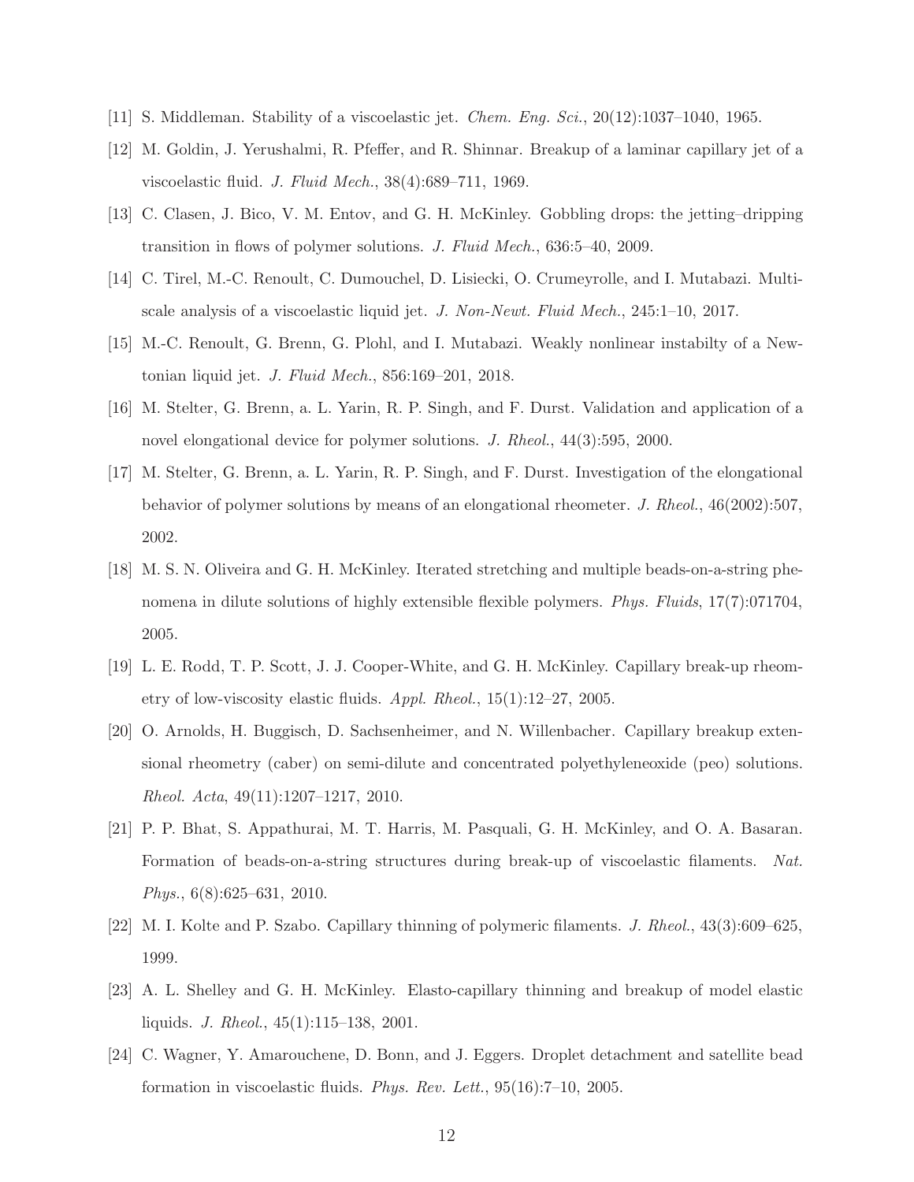[11] S. Middleman. Stability of a viscoelastic jet. *Chem. Eng. Sci.*, 20(12):1037–1040, 1965.

[12] M. Goldin, J. Yerushalmi, R. Pfeffer, and R. Shinnar. Breakup of a laminar capillary jet of a viscoelastic fluid. *J. Fluid Mech.*, 38(4):689–711, 1969.

[13] C. Clasen, J. Bico, V. M. Entov, and G. H. McKinley. Gobbling drops: the jetting–dripping transition in flows of polymer solutions. *J. Fluid Mech.*, 636:5–40, 2009.

[14] C. Tirel, M.-C. Renoult, C. Dumouchel, D. Lisiecki, O. Crumeyrolle, and I. Mutabazi. Multiscale analysis of a viscoelastic liquid jet. *J. Non-Newt. Fluid Mech.*, 245:1–10, 2017.

[15] M.-C. Renoult, G. Brenn, G. Plohl, and I. Mutabazi. Weakly nonlinear instabilty of a Newtonian liquid jet. *J. Fluid Mech.*, 856:169–201, 2018.

[16] M. Stelter, G. Brenn, a. L. Yarin, R. P. Singh, and F. Durst. Validation and application of a novel elongational device for polymer solutions. *J. Rheol.*, 44(3):595, 2000.

[17] M. Stelter, G. Brenn, a. L. Yarin, R. P. Singh, and F. Durst. Investigation of the elongational behavior of polymer solutions by means of an elongational rheometer. *J. Rheol.*, 46(2002):507, 2002.

[18] M. S. N. Oliveira and G. H. McKinley. Iterated stretching and multiple beads-on-a-string phenomena in dilute solutions of highly extensible flexible polymers. *Phys. Fluids*, 17(7):071704, 2005.

[19] L. E. Rodd, T. P. Scott, J. J. Cooper-White, and G. H. McKinley. Capillary break-up rheometry of low-viscosity elastic fluids. *Appl. Rheol.*, 15(1):12–27, 2005.

[20] O. Arnolds, H. Buggisch, D. Sachsenheimer, and N. Willenbacher. Capillary breakup extensional rheometry (caber) on semi-dilute and concentrated polyethyleneoxide (peo) solutions. *Rheol. Acta*, 49(11):1207–1217, 2010.

[21] P. P. Bhat, S. Appathurai, M. T. Harris, M. Pasquali, G. H. McKinley, and O. A. Basaran. Formation of beads-on-a-string structures during break-up of viscoelastic filaments. *Nat. Phys.*, 6(8):625–631, 2010.

[22] M. I. Kolte and P. Szabo. Capillary thinning of polymeric filaments. *J. Rheol.*, 43(3):609–625, 1999.

[23] A. L. Shelley and G. H. McKinley. Elasto-capillary thinning and breakup of model elastic liquids. *J. Rheol.*, 45(1):115–138, 2001.

[24] C. Wagner, Y. Amarouchene, D. Bonn, and J. Eggers. Droplet detachment and satellite bead formation in viscoelastic fluids. *Phys. Rev. Lett.*, 95(16):7–10, 2005.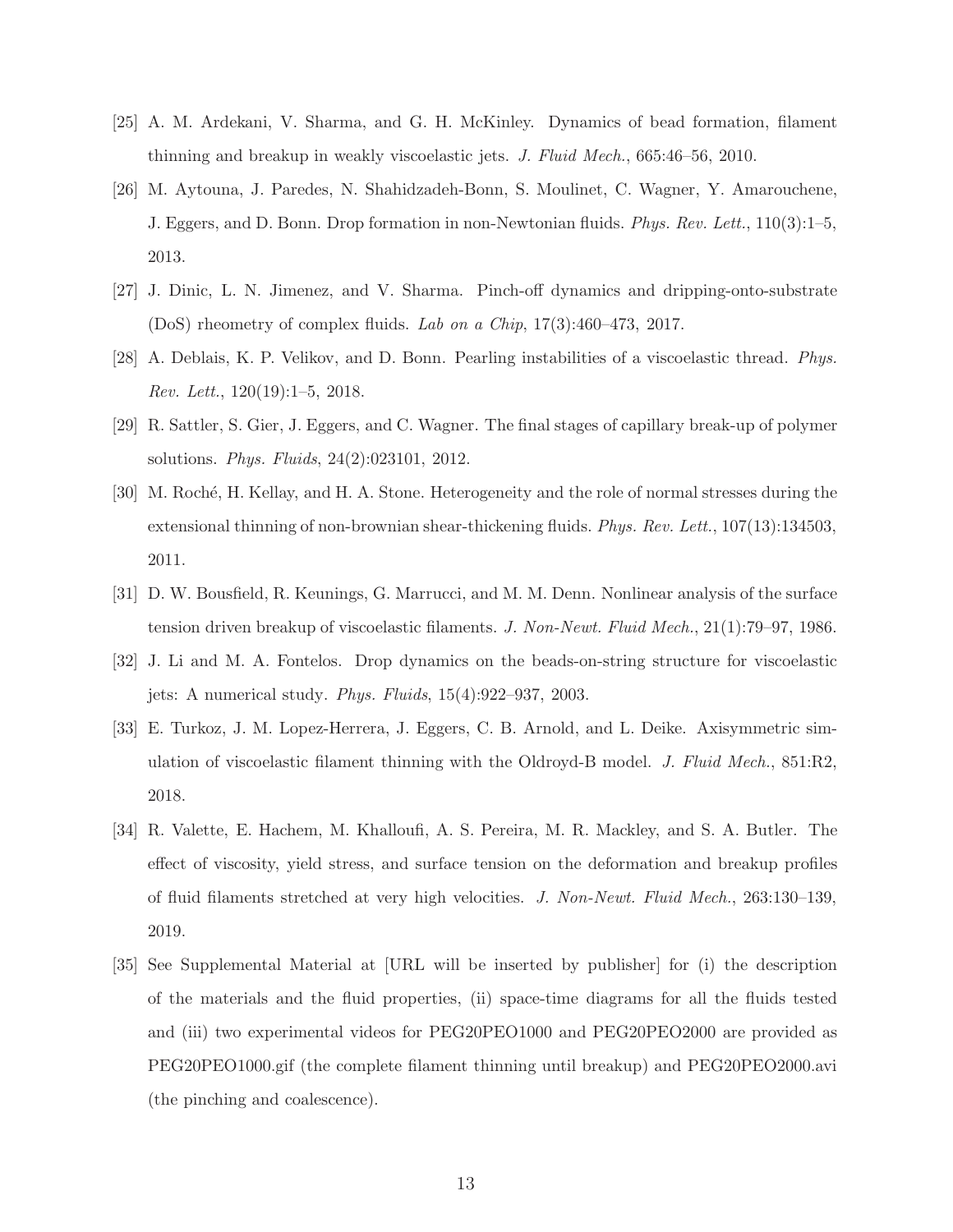[25] A. M. Ardekani, V. Sharma, and G. H. McKinley. Dynamics of bead formation, filament thinning and breakup in weakly viscoelastic jets. *J. Fluid Mech.*, 665:46–56, 2010.

[26] M. Aytouna, J. Paredes, N. Shahidzadeh-Bonn, S. Moulinet, C. Wagner, Y. Amarouchene, J. Eggers, and D. Bonn. Drop formation in non-Newtonian fluids. *Phys. Rev. Lett.*, 110(3):1–5, 2013.

[27] J. Dinic, L. N. Jimenez, and V. Sharma. Pinch-off dynamics and dripping-onto-substrate (DoS) rheometry of complex fluids. *Lab on a Chip*, 17(3):460–473, 2017.

[28] A. Deblais, K. P. Velikov, and D. Bonn. Pearling instabilities of a viscoelastic thread. *Phys. Rev. Lett.*, 120(19):1–5, 2018.

[29] R. Sattler, S. Gier, J. Eggers, and C. Wagner. The final stages of capillary break-up of polymer solutions. *Phys. Fluids*, 24(2):023101, 2012.

[30] M. Roché, H. Kellay, and H. A. Stone. Heterogeneity and the role of normal stresses during the extensional thinning of non-brownian shear-thickening fluids. *Phys. Rev. Lett.*, 107(13):134503, 2011.

[31] D. W. Bousfield, R. Keunings, G. Marrucci, and M. M. Denn. Nonlinear analysis of the surface tension driven breakup of viscoelastic filaments. *J. Non-Newt. Fluid Mech.*, 21(1):79–97, 1986.

[32] J. Li and M. A. Fontelos. Drop dynamics on the beads-on-string structure for viscoelastic jets: A numerical study. *Phys. Fluids*, 15(4):922–937, 2003.

[33] E. Turkoz, J. M. Lopez-Herrera, J. Eggers, C. B. Arnold, and L. Deike. Axisymmetric simulation of viscoelastic filament thinning with the Oldroyd-B model. *J. Fluid Mech.*, 851:R2, 2018.

[34] R. Valette, E. Hachem, M. Khalloufi, A. S. Pereira, M. R. Mackley, and S. A. Butler. The effect of viscosity, yield stress, and surface tension on the deformation and breakup profiles of fluid filaments stretched at very high velocities. *J. Non-Newt. Fluid Mech.*, 263:130–139, 2019.

[35] See Supplemental Material at [URL will be inserted by publisher] for (i) the description of the materials and the fluid properties, (ii) space-time diagrams for all the fluids tested and (iii) two experimental videos for PEG20PEO1000 and PEG20PEO2000 are provided as PEG20PEO1000.gif (the complete filament thinning until breakup) and PEG20PEO2000.avi (the pinching and coalescence).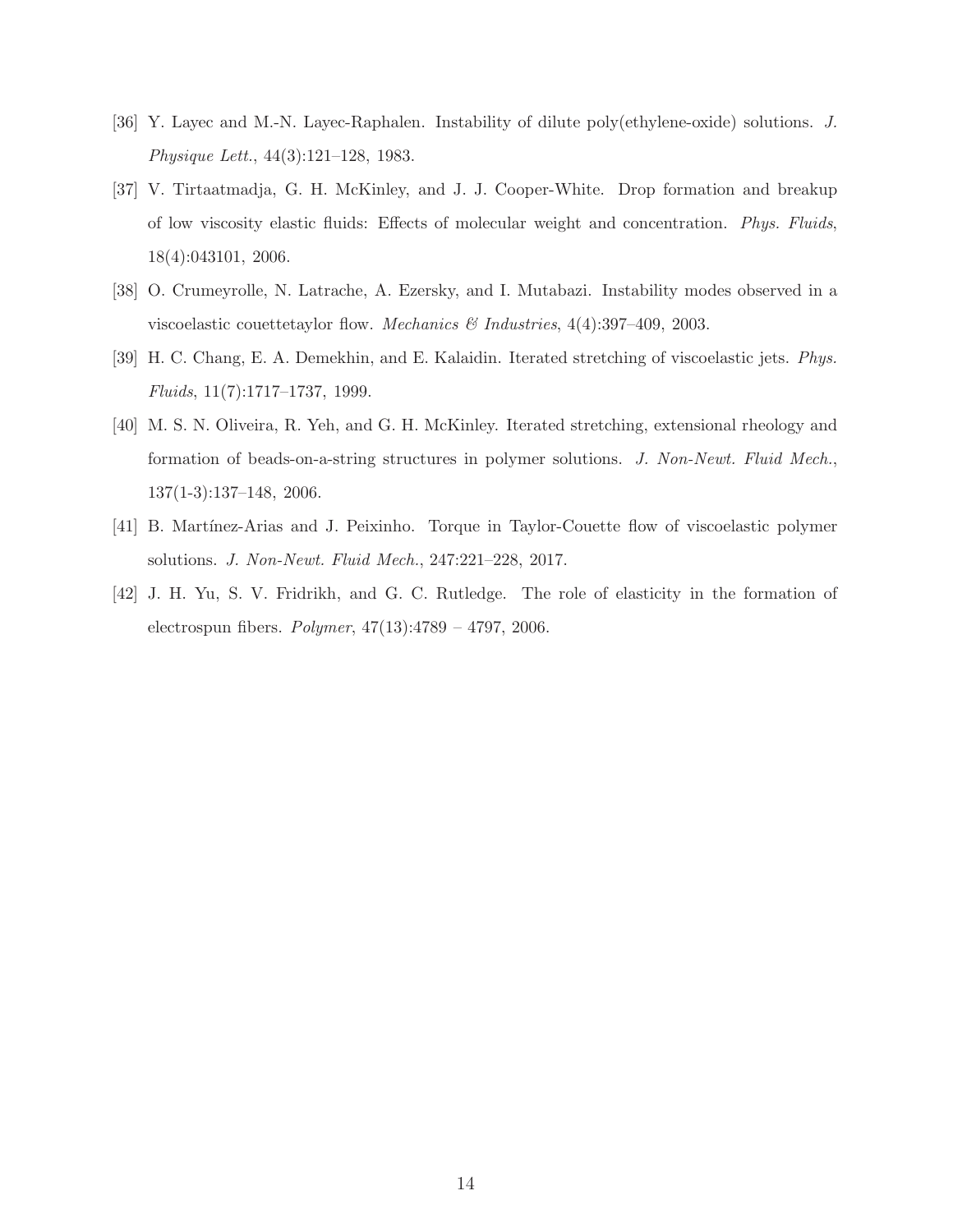[36] Y. Layec and M.-N. Layec-Raphalen. Instability of dilute poly(ethylene-oxide) solutions. *J. Physique Lett.*, 44(3):121–128, 1983.

[37] V. Tirtaatmadja, G. H. McKinley, and J. J. Cooper-White. Drop formation and breakup of low viscosity elastic fluids: Effects of molecular weight and concentration. *Phys. Fluids*, 18(4):043101, 2006.

[38] O. Crumeyrolle, N. Latrache, A. Ezersky, and I. Mutabazi. Instability modes observed in a viscoelastic couettetaylor flow. *Mechanics & Industries*, 4(4):397–409, 2003.

[39] H. C. Chang, E. A. Demekhin, and E. Kalaidin. Iterated stretching of viscoelastic jets. *Phys. Fluids*, 11(7):1717–1737, 1999.

[40] M. S. N. Oliveira, R. Yeh, and G. H. McKinley. Iterated stretching, extensional rheology and formation of beads-on-a-string structures in polymer solutions. *J. Non-Newt. Fluid Mech.*, 137(1-3):137–148, 2006.

[41] B. Martínez-Arias and J. Peixinho. Torque in Taylor-Couette flow of viscoelastic polymer solutions. *J. Non-Newt. Fluid Mech.*, 247:221–228, 2017.

[42] J. H. Yu, S. V. Fridrikh, and G. C. Rutledge. The role of elasticity in the formation of electrospun fibers. *Polymer*, 47(13):4789 – 4797, 2006.